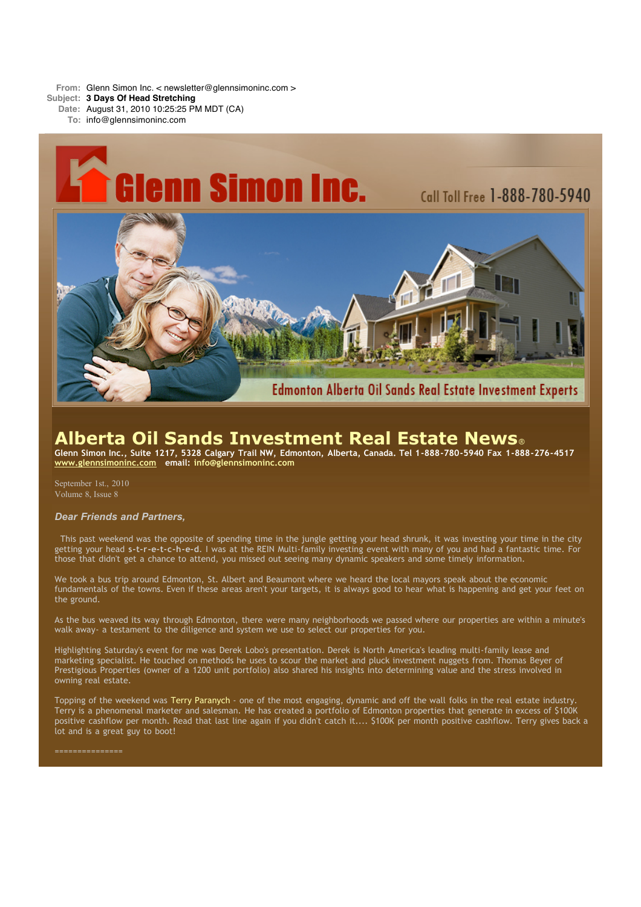**From:** Glenn Simon Inc. < newsletter@glennsimoninc.com >
**Subject:** **3 Days Of Head Stretching**
**Date:** August 31, 2010 10:25:25 PM MDT (CA)
**To:** info@glennsimoninc.com

Glenn Simon Inc. Call Toll Free 1-888-780-5940

Edmonton Alberta Oil Sands Real Estate Investment Experts

# Alberta Oil Sands Investment Real Estate News®

**Glenn Simon Inc., Suite 1217, 5328 Calgary Trail NW, Edmonton, Alberta, Canada. Tel 1-888-780-5940 Fax 1-888-276-4517**
**www.glennsimoninc.com email: info@glennsimoninc.com**

September 1st., 2010
Volume 8, Issue 8

***Dear Friends and Partners,***

This past weekend was the opposite of spending time in the jungle getting your head shrunk, it was investing your time in the city getting your head **s-t-r-e-t-c-h-e-d**. I was at the REIN Multi-family investing event with many of you and had a fantastic time. For those that didn't get a chance to attend, you missed out seeing many dynamic speakers and some timely information.

We took a bus trip around Edmonton, St. Albert and Beaumont where we heard the local mayors speak about the economic fundamentals of the towns. Even if these areas aren't your targets, it is always good to hear what is happening and get your feet on the ground.

As the bus weaved its way through Edmonton, there were many neighborhoods we passed where our properties are within a minute's walk away- a testament to the diligence and system we use to select our properties for you.

Highlighting Saturday's event for me was Derek Lobo's presentation. Derek is North America's leading multi-family lease and marketing specialist. He touched on methods he uses to scour the market and pluck investment nuggets from. Thomas Beyer of Prestigious Properties (owner of a 1200 unit portfolio) also shared his insights into determining value and the stress involved in owning real estate.

Topping of the weekend was Terry Paranych - one of the most engaging, dynamic and off the wall folks in the real estate industry. Terry is a phenomenal marketer and salesman. He has created a portfolio of Edmonton properties that generate in excess of $100K positive cashflow per month. Read that last line again if you didn't catch it.... $100K per month positive cashflow. Terry gives back a lot and is a great guy to boot!

===============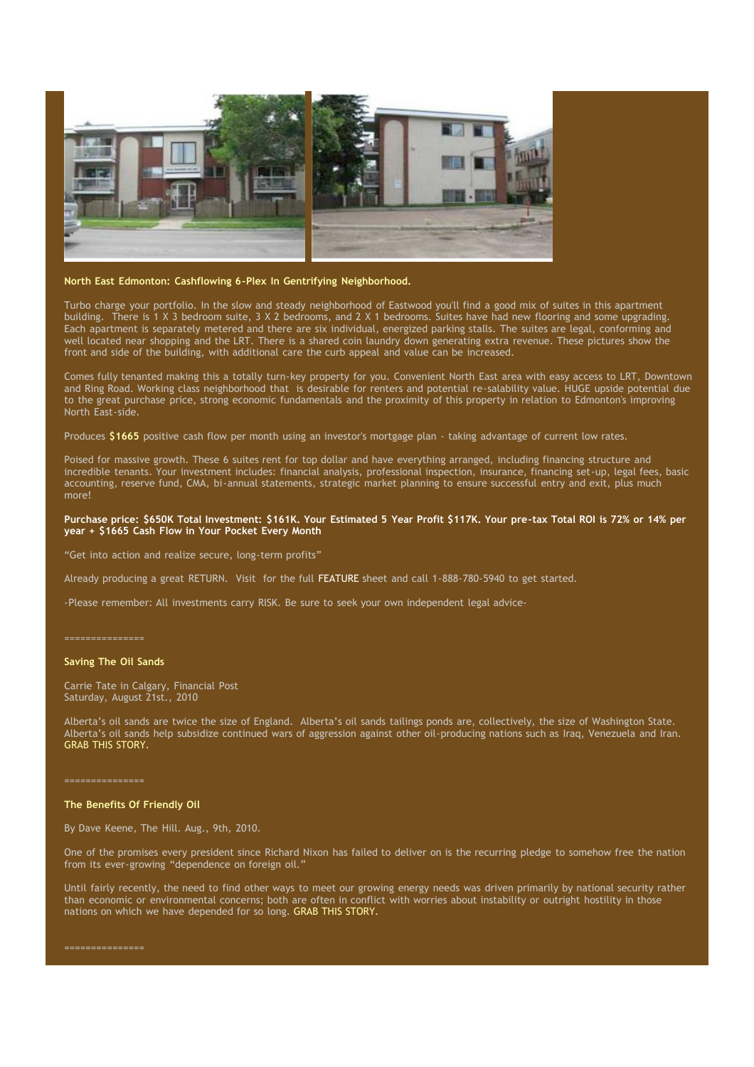**North East Edmonton: Cashflowing 6-Plex In Gentrifying Neighborhood.**

Turbo charge your portfolio. In the slow and steady neighborhood of Eastwood you'll find a good mix of suites in this apartment building. There is 1 X 3 bedroom suite, 3 X 2 bedrooms, and 2 X 1 bedrooms. Suites have had new flooring and some upgrading. Each apartment is separately metered and there are six individual, energized parking stalls. The suites are legal, conforming and well located near shopping and the LRT. There is a shared coin laundry down generating extra revenue. These pictures show the front and side of the building, with additional care the curb appeal and value can be increased.

Comes fully tenanted making this a totally turn-key property for you. Convenient North East area with easy access to LRT, Downtown and Ring Road. Working class neighborhood that is desirable for renters and potential re-salability value. HUGE upside potential due to the great purchase price, strong economic fundamentals and the proximity of this property in relation to Edmonton's improving North East-side.

Produces **$1665** positive cash flow per month using an investor's mortgage plan - taking advantage of current low rates.

Poised for massive growth. These 6 suites rent for top dollar and have everything arranged, including financing structure and incredible tenants. Your investment includes: financial analysis, professional inspection, insurance, financing set-up, legal fees, basic accounting, reserve fund, CMA, bi-annual statements, strategic market planning to ensure successful entry and exit, plus much more!

**Purchase price: $650K Total Investment: $161K. Your Estimated 5 Year Profit $117K. Your pre-tax Total ROI is 72% or 14% per year + $1665 Cash Flow in Your Pocket Every Month**

"Get into action and realize secure, long-term profits"

Already producing a great RETURN. Visit for the full FEATURE sheet and call 1-888-780-5940 to get started.

-Please remember: All investments carry RISK. Be sure to seek your own independent legal advice-

===============

**Saving The Oil Sands**

Carrie Tate in Calgary, Financial Post
Saturday, August 21st., 2010

Alberta's oil sands are twice the size of England. Alberta's oil sands tailings ponds are, collectively, the size of Washington State. Alberta's oil sands help subsidize continued wars of aggression against other oil-producing nations such as Iraq, Venezuela and Iran. GRAB THIS STORY.

===============

**The Benefits Of Friendly Oil**

By Dave Keene, The Hill. Aug., 9th, 2010.

One of the promises every president since Richard Nixon has failed to deliver on is the recurring pledge to somehow free the nation from its ever-growing "dependence on foreign oil."

Until fairly recently, the need to find other ways to meet our growing energy needs was driven primarily by national security rather than economic or environmental concerns; both are often in conflict with worries about instability or outright hostility in those nations on which we have depended for so long. GRAB THIS STORY.

===============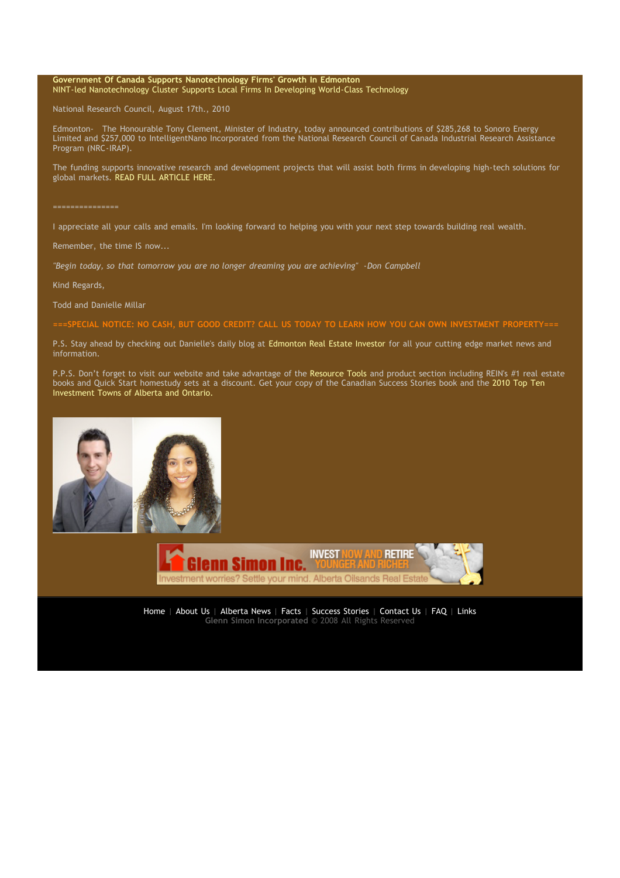**Government Of Canada Supports Nanotechnology Firms' Growth In Edmonton**
NINT-led Nanotechnology Cluster Supports Local Firms In Developing World-Class Technology

National Research Council, August 17th., 2010

Edmonton- The Honourable Tony Clement, Minister of Industry, today announced contributions of $285,268 to Sonoro Energy Limited and $257,000 to IntelligentNano Incorporated from the National Research Council of Canada Industrial Research Assistance Program (NRC-IRAP).

The funding supports innovative research and development projects that will assist both firms in developing high-tech solutions for global markets. READ FULL ARTICLE HERE.

===============

I appreciate all your calls and emails. I'm looking forward to helping you with your next step towards building real wealth.

Remember, the time IS now...

*"Begin today, so that tomorrow you are no longer dreaming you are achieving" -Don Campbell*

Kind Regards,

Todd and Danielle Millar

===SPECIAL NOTICE: NO CASH, BUT GOOD CREDIT? CALL US TODAY TO LEARN HOW YOU CAN OWN INVESTMENT PROPERTY===

P.S. Stay ahead by checking out Danielle's daily blog at Edmonton Real Estate Investor for all your cutting edge market news and information.

P.P.S. Don't forget to visit our website and take advantage of the Resource Tools and product section including REIN's #1 real estate books and Quick Start homestudy sets at a discount. Get your copy of the Canadian Success Stories book and the 2010 Top Ten Investment Towns of Alberta and Ontario.

Glenn Simon Inc. INVEST NOW AND RETIRE YOUNGER AND RICHER
Investment worries? Settle your mind. Alberta Oilsands Real Estate

Home | About Us | Alberta News | Facts | Success Stories | Contact Us | FAQ | Links
Glenn Simon Incorporated © 2008 All Rights Reserved